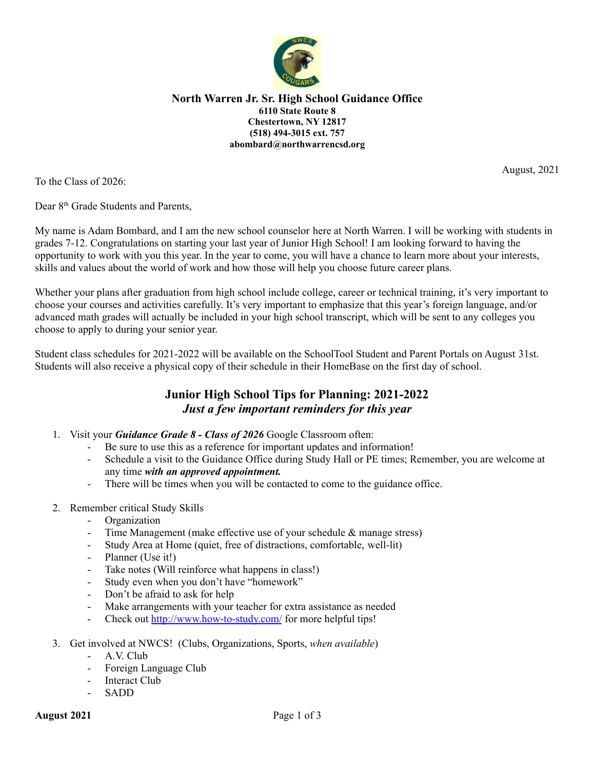**North Warren Jr. Sr. High School Guidance Office**
**6110 State Route 8**
**Chestertown, NY 12817**
**(518) 494-3015 ext. 757**
**abombard@northwarrencsd.org**

August, 2021

To the Class of 2026:

Dear 8th Grade Students and Parents,

My name is Adam Bombard, and I am the new school counselor here at North Warren. I will be working with students in grades 7-12. Congratulations on starting your last year of Junior High School! I am looking forward to having the opportunity to work with you this year. In the year to come, you will have a chance to learn more about your interests, skills and values about the world of work and how those will help you choose future career plans.

Whether your plans after graduation from high school include college, career or technical training, it's very important to choose your courses and activities carefully. It's very important to emphasize that this year's foreign language, and/or advanced math grades will actually be included in your high school transcript, which will be sent to any colleges you choose to apply to during your senior year.

Student class schedules for 2021-2022 will be available on the SchoolTool Student and Parent Portals on August 31st. Students will also receive a physical copy of their schedule in their HomeBase on the first day of school.

## Junior High School Tips for Planning: 2021-2022

### *Just a few important reminders for this year*

1. Visit your ***Guidance Grade 8 - Class of 2026*** Google Classroom often:
   - Be sure to use this as a reference for important updates and information!
   - Schedule a visit to the Guidance Office during Study Hall or PE times; Remember, you are welcome at any time ***with an approved appointment.***
   - There will be times when you will be contacted to come to the guidance office.
2. Remember critical Study Skills
   - Organization
   - Time Management (make effective use of your schedule & manage stress)
   - Study Area at Home (quiet, free of distractions, comfortable, well-lit)
   - Planner (Use it!)
   - Take notes (Will reinforce what happens in class!)
   - Study even when you don't have "homework"
   - Don't be afraid to ask for help
   - Make arrangements with your teacher for extra assistance as needed
   - Check out http://www.how-to-study.com/ for more helpful tips!
3. Get involved at NWCS! (Clubs, Organizations, Sports, *when available*)
   - A.V. Club
   - Foreign Language Club
   - Interact Club
   - SADD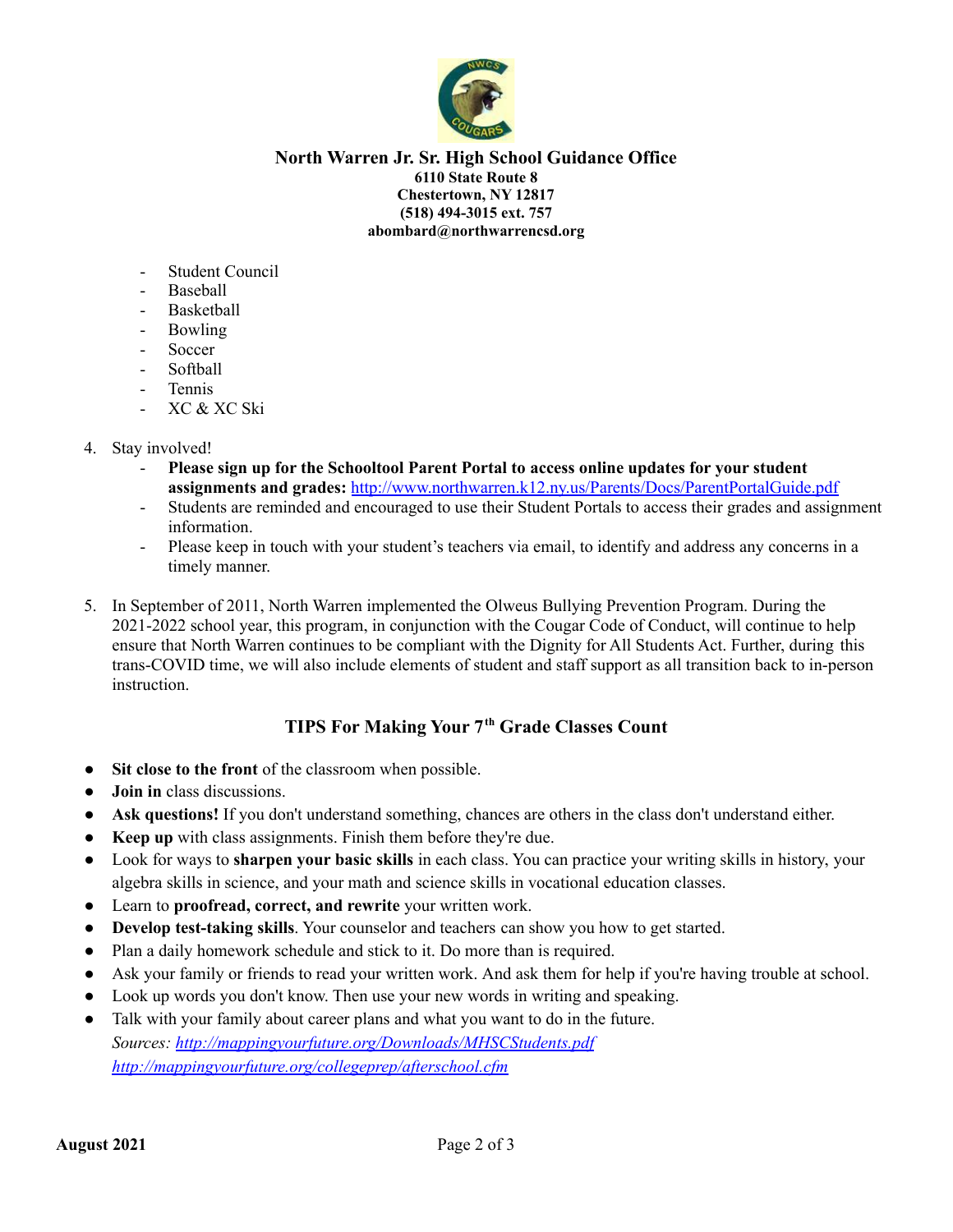**North Warren Jr. Sr. High School Guidance Office**
**6110 State Route 8**
**Chestertown, NY 12817**
**(518) 494-3015 ext. 757**
**abombard@northwarrencsd.org**

- Student Council
- Baseball
- Basketball
- Bowling
- Soccer
- Softball
- Tennis
- XC & XC Ski

4. Stay involved!
   - **Please sign up for the Schooltool Parent Portal to access online updates for your student assignments and grades:** http://www.northwarren.k12.ny.us/Parents/Docs/ParentPortalGuide.pdf
   - Students are reminded and encouraged to use their Student Portals to access their grades and assignment information.
   - Please keep in touch with your student's teachers via email, to identify and address any concerns in a timely manner.

5. In September of 2011, North Warren implemented the Olweus Bullying Prevention Program. During the 2021-2022 school year, this program, in conjunction with the Cougar Code of Conduct, will continue to help ensure that North Warren continues to be compliant with the Dignity for All Students Act. Further, during this trans-COVID time, we will also include elements of student and staff support as all transition back to in-person instruction.

## TIPS For Making Your 7th Grade Classes Count

- **Sit close to the front** of the classroom when possible.
- **Join in** class discussions.
- **Ask questions!** If you don't understand something, chances are others in the class don't understand either.
- **Keep up** with class assignments. Finish them before they're due.
- Look for ways to **sharpen your basic skills** in each class. You can practice your writing skills in history, your algebra skills in science, and your math and science skills in vocational education classes.
- Learn to **proofread, correct, and rewrite** your written work.
- **Develop test-taking skills**. Your counselor and teachers can show you how to get started.
- Plan a daily homework schedule and stick to it. Do more than is required.
- Ask your family or friends to read your written work. And ask them for help if you're having trouble at school.
- Look up words you don't know. Then use your new words in writing and speaking.
- Talk with your family about career plans and what you want to do in the future.

*Sources: http://mappingyourfuture.org/Downloads/MHSCStudents.pdf*
*http://mappingyourfuture.org/collegeprep/afterschool.cfm*

**August 2021**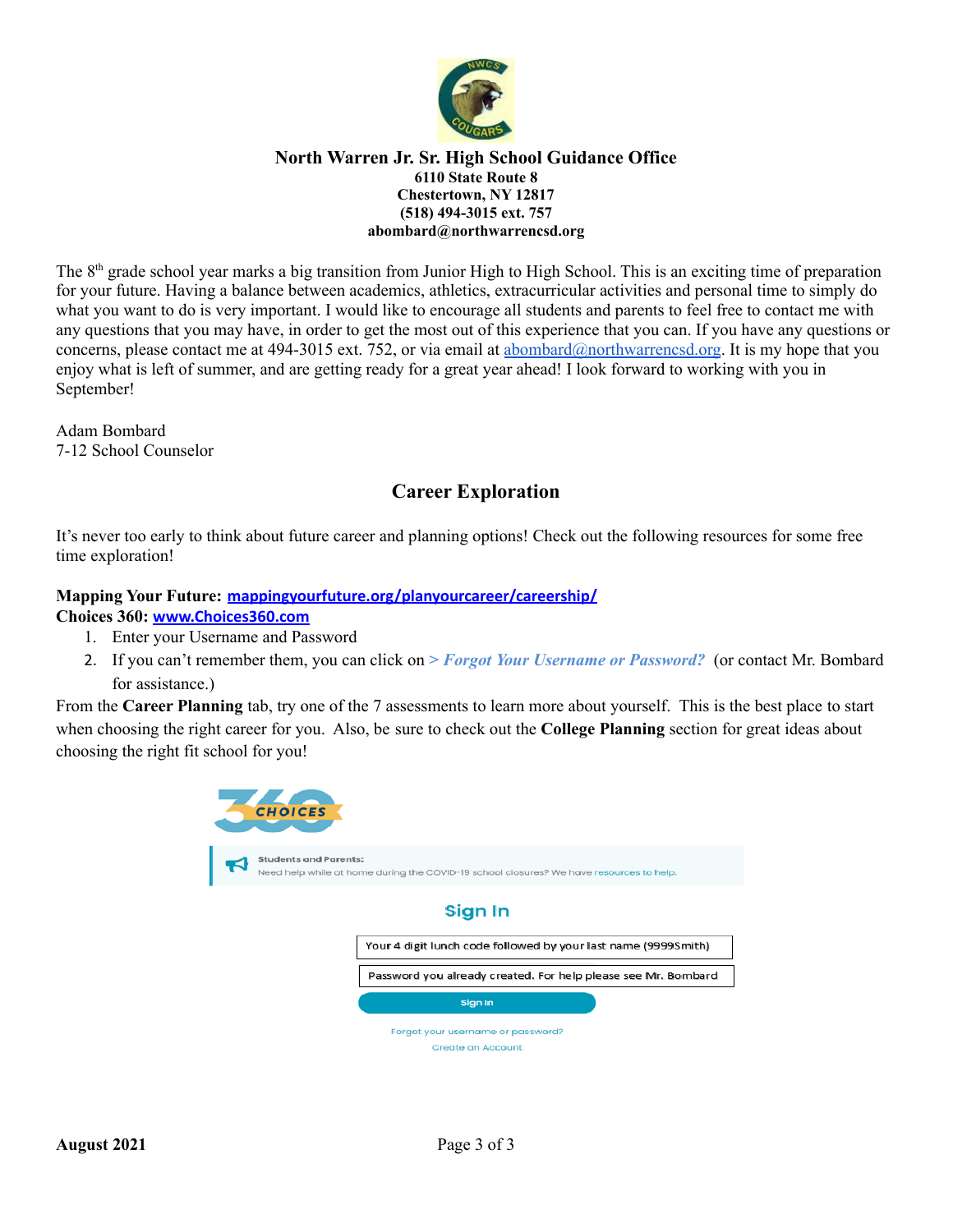**North Warren Jr. Sr. High School Guidance Office**
**6110 State Route 8**
**Chestertown, NY 12817**
**(518) 494-3015 ext. 757**
**abombard@northwarrencsd.org**

The 8th grade school year marks a big transition from Junior High to High School. This is an exciting time of preparation for your future. Having a balance between academics, athletics, extracurricular activities and personal time to simply do what you want to do is very important. I would like to encourage all students and parents to feel free to contact me with any questions that you may have, in order to get the most out of this experience that you can. If you have any questions or concerns, please contact me at 494-3015 ext. 752, or via email at abombard@northwarrencsd.org. It is my hope that you enjoy what is left of summer, and are getting ready for a great year ahead! I look forward to working with you in September!

Adam Bombard
7-12 School Counselor

## Career Exploration

It's never too early to think about future career and planning options! Check out the following resources for some free time exploration!

**Mapping Your Future:** mappingyourfuture.org/planyourcareer/careership/
**Choices 360:** www.Choices360.com

1. Enter your Username and Password
2. If you can't remember them, you can click on *> Forgot Your Username or Password?* (or contact Mr. Bombard for assistance.)

From the **Career Planning** tab, try one of the 7 assessments to learn more about yourself. This is the best place to start when choosing the right career for you. Also, be sure to check out the **College Planning** section for great ideas about choosing the right fit school for you!

CHOICES 360

Students and Parents:
Need help while at home during the COVID-19 school closures? We have resources to help.

Sign In

Your 4 digit lunch code followed by your last name (9999Smith)

Password you already created. For help please see Mr. Bombard

Sign In

Forgot your username or password?

Create an Account

**August 2021**